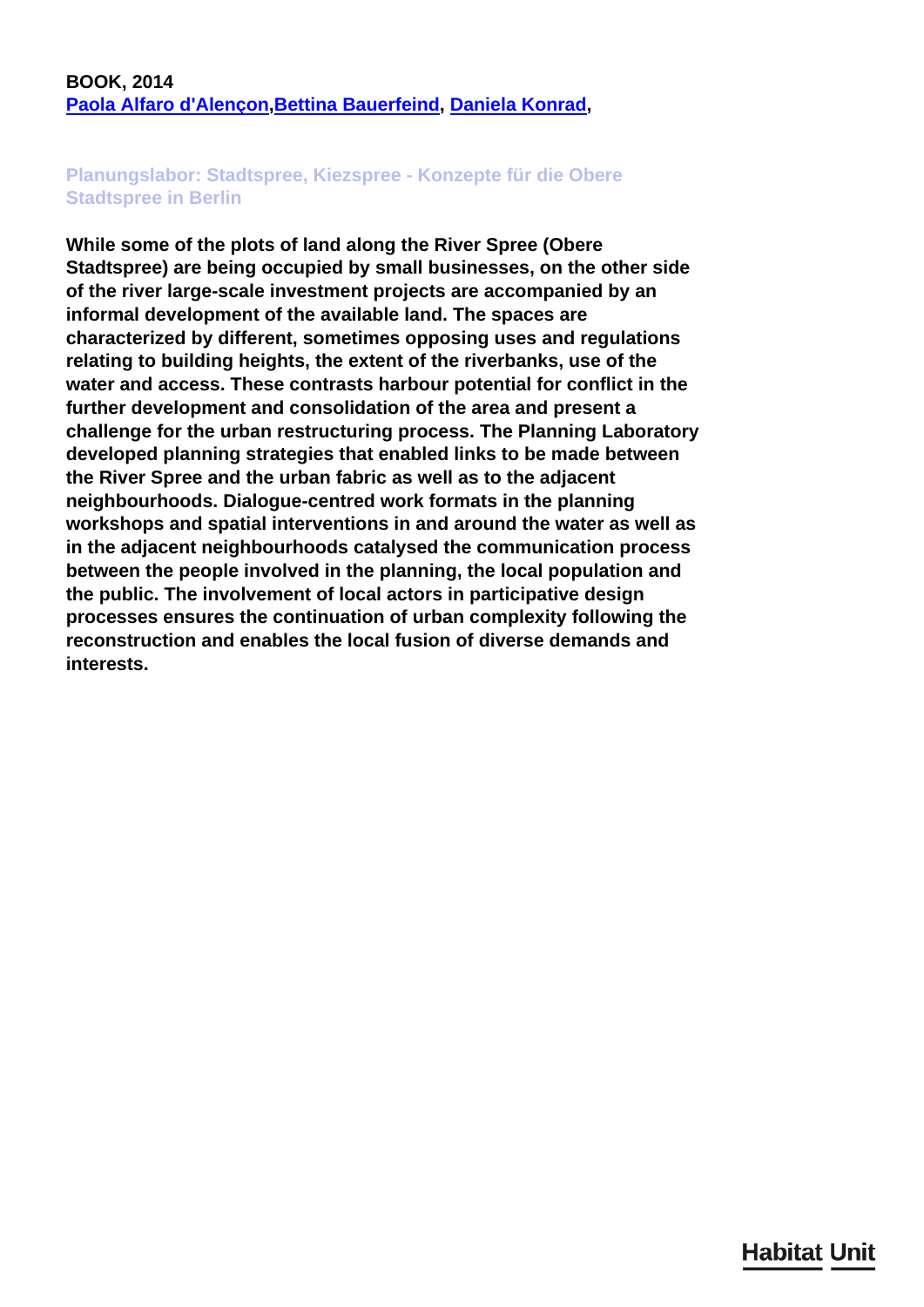**BOOK, 2014**
**Paola Alfaro d'Alençon,Bettina Bauerfeind, Daniela Konrad,**

## Planungslabor: Stadtspree, Kiezspree - Konzepte für die Obere Stadtspree in Berlin

**While some of the plots of land along the River Spree (Obere Stadtspree) are being occupied by small businesses, on the other side of the river large-scale investment projects are accompanied by an informal development of the available land. The spaces are characterized by different, sometimes opposing uses and regulations relating to building heights, the extent of the riverbanks, use of the water and access. These contrasts harbour potential for conflict in the further development and consolidation of the area and present a challenge for the urban restructuring process. The Planning Laboratory developed planning strategies that enabled links to be made between the River Spree and the urban fabric as well as to the adjacent neighbourhoods. Dialogue-centred work formats in the planning workshops and spatial interventions in and around the water as well as in the adjacent neighbourhoods catalysed the communication process between the people involved in the planning, the local population and the public. The involvement of local actors in participative design processes ensures the continuation of urban complexity following the reconstruction and enables the local fusion of diverse demands and interests.**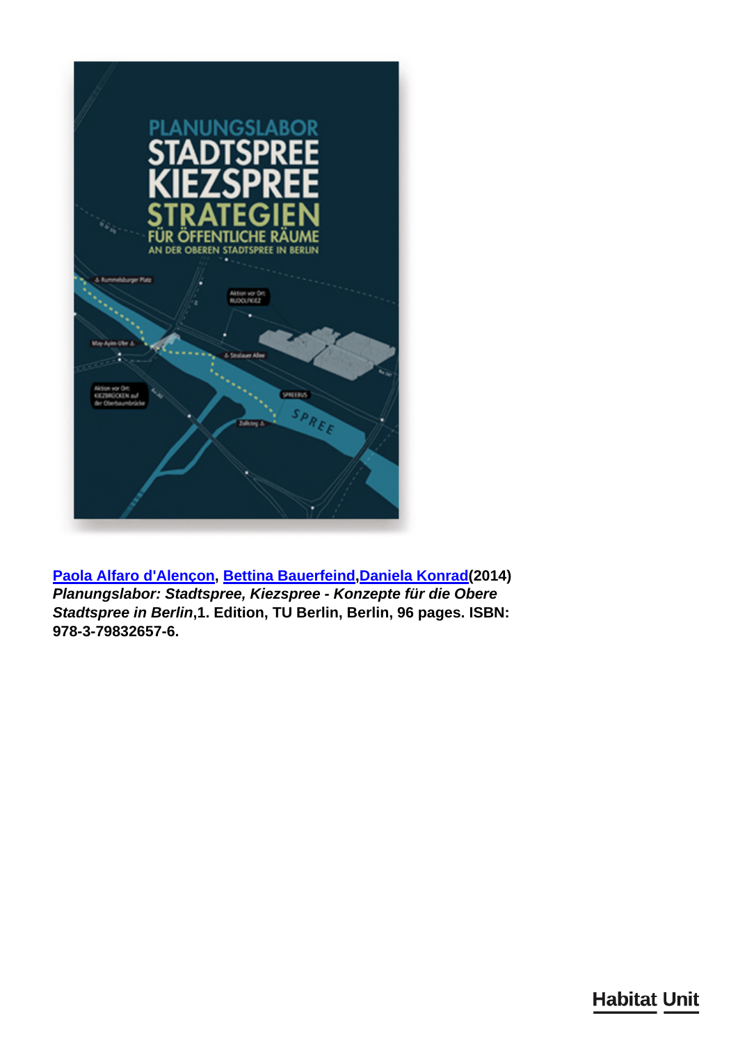[Paola Alfaro d'Alençon](), [Bettina Bauerfeind](),[Daniela Konrad]()(2014) ***Planungslabor: Stadtspree, Kiezspree - Konzepte für die Obere Stadtspree in Berlin*****,1. Edition, TU Berlin, Berlin, 96 pages. ISBN: 978-3-79832657-6.**